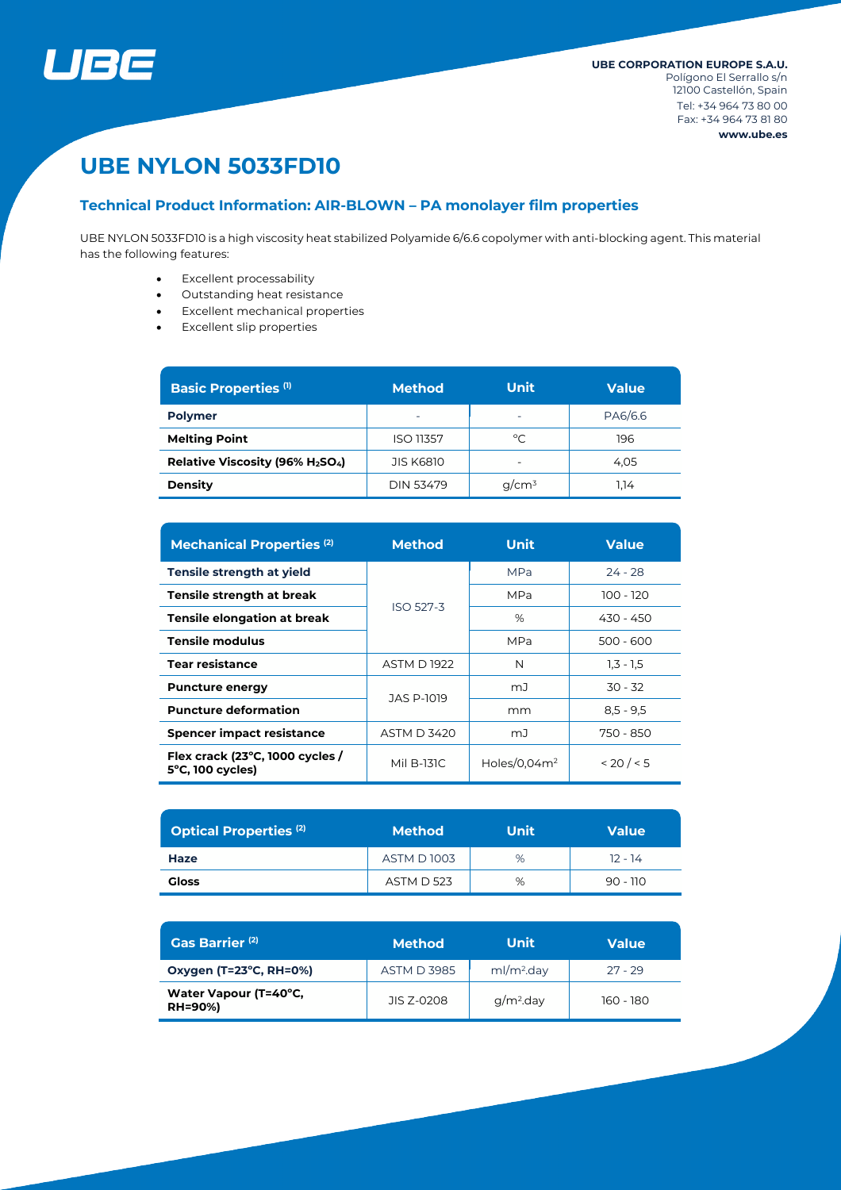UBE

**UBE CORPORATION EUROPE S.A.U.**
Polígono El Serrallo s/n
12100 Castellón, Spain
Tel: +34 964 73 80 00
Fax: +34 964 73 81 80
**www.ube.es**

# UBE NYLON 5033FD10

## Technical Product Information: AIR-BLOWN – PA monolayer film properties

UBE NYLON 5033FD10 is a high viscosity heat stabilized Polyamide 6/6.6 copolymer with anti-blocking agent. This material has the following features:

- Excellent processability
- Outstanding heat resistance
- Excellent mechanical properties
- Excellent slip properties

| Basic Properties (1) | Method | Unit | Value |
|---|---|---|---|
| **Polymer** | - | - | PA6/6.6 |
| **Melting Point** | ISO 11357 | °C | 196 |
| **Relative Viscosity (96% $H_2SO_4$)** | JIS K6810 | - | 4,05 |
| **Density** | DIN 53479 | g/cm³ | 1,14 |

| Mechanical Properties (2) | Method | Unit | Value |
|---|---|---|---|
| **Tensile strength at yield** | ISO 527-3 | MPa | 24 - 28 |
| **Tensile strength at break** | ISO 527-3 | MPa | 100 - 120 |
| **Tensile elongation at break** | ISO 527-3 | % | 430 - 450 |
| **Tensile modulus** | ISO 527-3 | MPa | 500 - 600 |
| **Tear resistance** | ASTM D 1922 | N | 1,3 - 1,5 |
| **Puncture energy** | JAS P-1019 | mJ | 30 - 32 |
| **Puncture deformation** | JAS P-1019 | mm | 8,5 - 9,5 |
| **Spencer impact resistance** | ASTM D 3420 | mJ | 750 - 850 |
| **Flex crack (23°C, 1000 cycles / 5°C, 100 cycles)** | Mil B-131C | Holes/0,04m² | < 20 / < 5 |

| Optical Properties (2) | Method | Unit | Value |
|---|---|---|---|
| **Haze** | ASTM D 1003 | % | 12 - 14 |
| **Gloss** | ASTM D 523 | % | 90 - 110 |

| Gas Barrier (2) | Method | Unit | Value |
|---|---|---|---|
| **Oxygen (T=23°C, RH=0%)** | ASTM D 3985 | ml/m².day | 27 - 29 |
| **Water Vapour (T=40°C, RH=90%)** | JIS Z-0208 | g/m².day | 160 - 180 |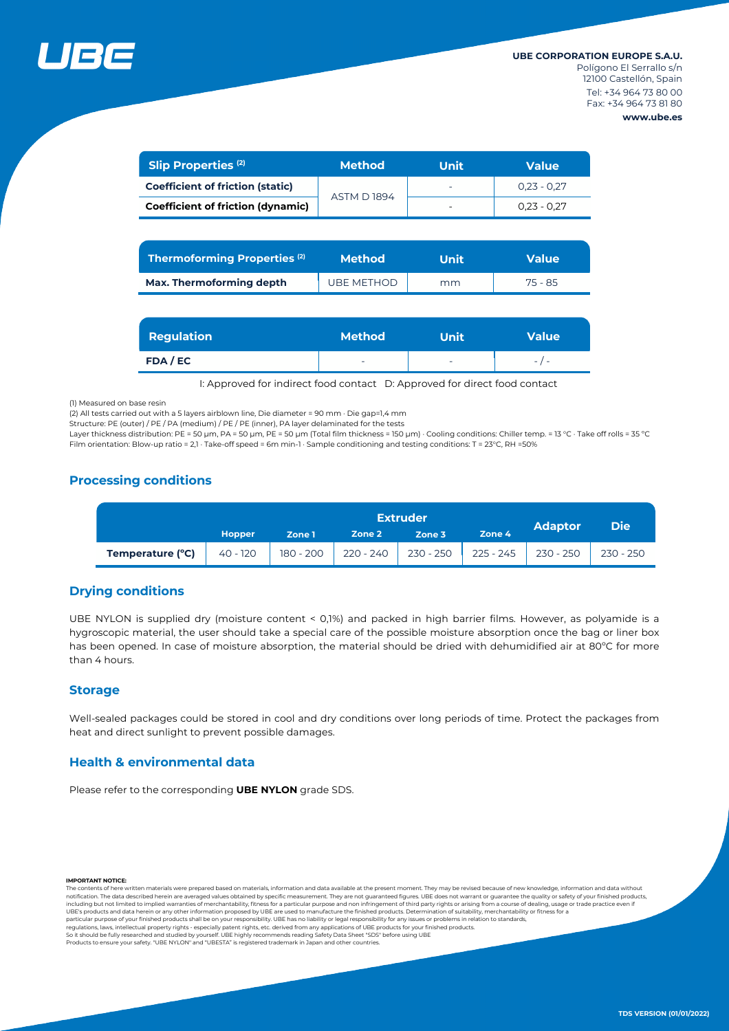| Slip Properties (2) | Method | Unit | Value |
|---|---|---|---|
| Coefficient of friction (static) | ASTM D 1894 | - | 0,23 - 0,27 |
| Coefficient of friction (dynamic) | | - | 0,23 - 0,27 |

| Thermoforming Properties (2) | Method | Unit | Value |
|---|---|---|---|
| Max. Thermoforming depth | UBE METHOD | mm | 75 - 85 |

| Regulation | Method | Unit | Value |
|---|---|---|---|
| FDA / EC | - | - | - / - |

I: Approved for indirect food contact D: Approved for direct food contact

(1) Measured on base resin

(2) All tests carried out with a 5 layers airblown line, Die diameter = 90 mm · Die gap=1,4 mm

Structure: PE (outer) / PE / PA (medium) / PE / PE (inner), PA layer delaminated for the tests

Layer thickness distribution: PE = 50 µm, PA = 50 µm, PE = 50 µm (Total film thickness = 150 µm) · Cooling conditions: Chiller temp. = 13 °C · Take off rolls = 35 °C

Film orientation: Blow-up ratio = 2,1 · Take-off speed = 6m min-1 · Sample conditioning and testing conditions: T = 23°C, RH =50%

## Processing conditions

| | Extruder | | | | | Adaptor | Die |
|---|---|---|---|---|---|---|---|
| | Hopper | Zone 1 | Zone 2 | Zone 3 | Zone 4 | | |
| Temperature (°C) | 40 - 120 | 180 - 200 | 220 - 240 | 230 - 250 | 225 - 245 | 230 - 250 | 230 - 250 |

## Drying conditions

UBE NYLON is supplied dry (moisture content < 0,1%) and packed in high barrier films. However, as polyamide is a hygroscopic material, the user should take a special care of the possible moisture absorption once the bag or liner box has been opened. In case of moisture absorption, the material should be dried with dehumidified air at 80°C for more than 4 hours.

## Storage

Well-sealed packages could be stored in cool and dry conditions over long periods of time. Protect the packages from heat and direct sunlight to prevent possible damages.

## Health & environmental data

Please refer to the corresponding **UBE NYLON** grade SDS.

**IMPORTANT NOTICE:**
The contents of here written materials were prepared based on materials, information and data available at the present moment. They may be revised because of new knowledge, information and data without notification. The data described herein are averaged values obtained by specific measurement. They are not guaranteed figures. UBE does not warrant or guarantee the quality or safety of your finished products, including but not limited to implied warranties of merchantability, fitness for a particular purpose and non infringement of third party rights or arising from a course of dealing, usage or trade practice even if UBE's products and data herein or any other information proposed by UBE are used to manufacture the finished products. Determination of suitability, merchantability or fitness for a particular purpose of your finished products shall be on your responsibility. UBE has no liability or legal responsibility for any issues or problems in relation to standards, regulations, laws, intellectual property rights - especially patent rights, etc. derived from any applications of UBE products for your finished products. So it should be fully researched and studied by yourself. UBE highly recommends reading Safety Data Sheet "SDS" before using UBE Products to ensure your safety. "UBE NYLON" and "UBESTA" is registered trademark in Japan and other countries.